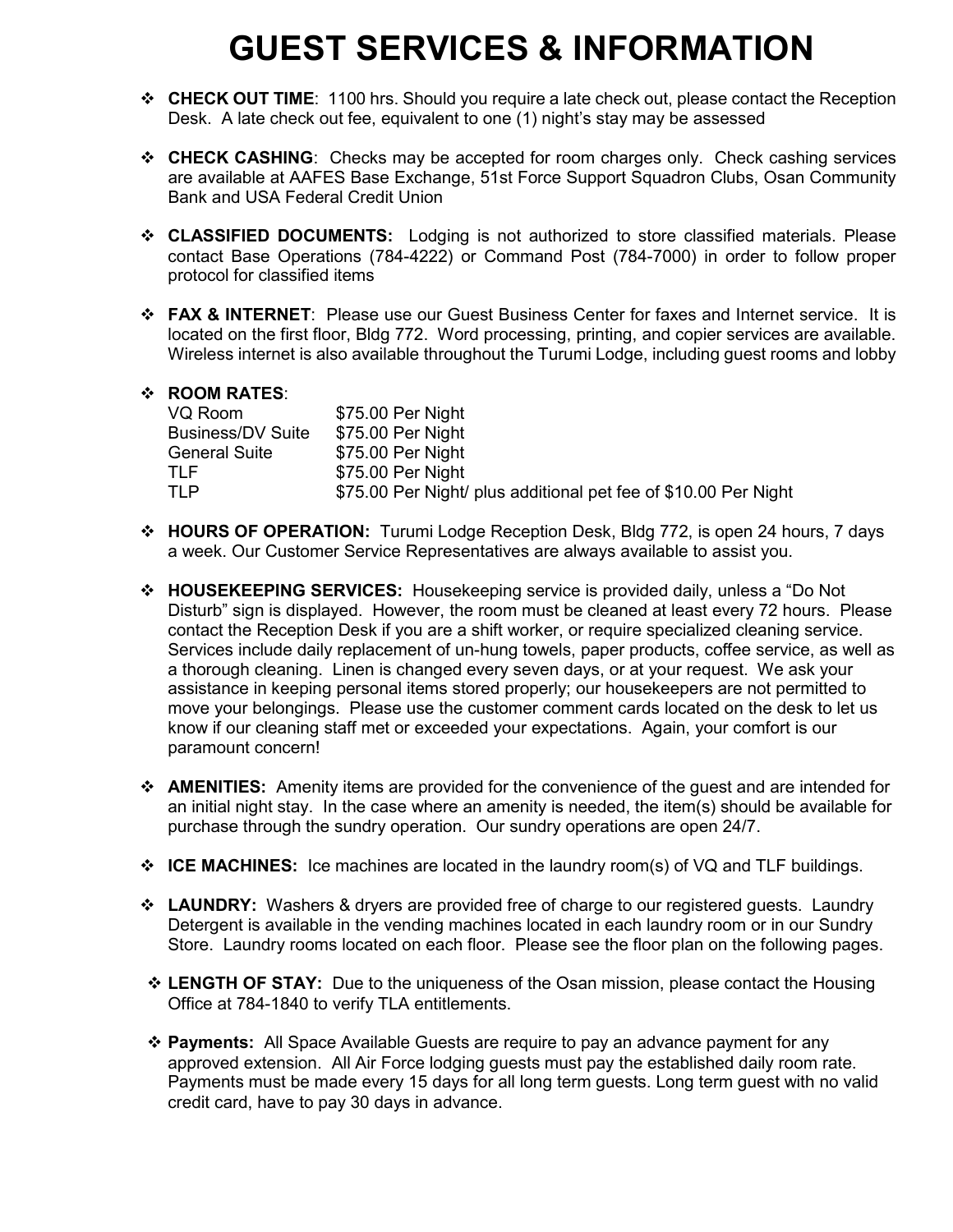# GUEST SERVICES & INFORMATION

- **CHECK OUT TIME**: 1100 hrs. Should you require a late check out, please contact the Reception Desk. A late check out fee, equivalent to one (1) night's stay may be assessed

- **CHECK CASHING**: Checks may be accepted for room charges only. Check cashing services are available at AAFES Base Exchange, 51st Force Support Squadron Clubs, Osan Community Bank and USA Federal Credit Union

- **CLASSIFIED DOCUMENTS:** Lodging is not authorized to store classified materials. Please contact Base Operations (784-4222) or Command Post (784-7000) in order to follow proper protocol for classified items

- **FAX & INTERNET**: Please use our Guest Business Center for faxes and Internet service. It is located on the first floor, Bldg 772. Word processing, printing, and copier services are available. Wireless internet is also available throughout the Turumi Lodge, including guest rooms and lobby

- **ROOM RATES**:

| | |
|---|---|
| VQ Room | $75.00 Per Night |
| Business/DV Suite | $75.00 Per Night |
| General Suite | $75.00 Per Night |
| TLF | $75.00 Per Night |
| TLP | $75.00 Per Night/ plus additional pet fee of $10.00 Per Night |

- **HOURS OF OPERATION:** Turumi Lodge Reception Desk, Bldg 772, is open 24 hours, 7 days a week. Our Customer Service Representatives are always available to assist you.

- **HOUSEKEEPING SERVICES:** Housekeeping service is provided daily, unless a "Do Not Disturb" sign is displayed. However, the room must be cleaned at least every 72 hours. Please contact the Reception Desk if you are a shift worker, or require specialized cleaning service. Services include daily replacement of un-hung towels, paper products, coffee service, as well as a thorough cleaning. Linen is changed every seven days, or at your request. We ask your assistance in keeping personal items stored properly; our housekeepers are not permitted to move your belongings. Please use the customer comment cards located on the desk to let us know if our cleaning staff met or exceeded your expectations. Again, your comfort is our paramount concern!

- **AMENITIES:** Amenity items are provided for the convenience of the guest and are intended for an initial night stay. In the case where an amenity is needed, the item(s) should be available for purchase through the sundry operation. Our sundry operations are open 24/7.

- **ICE MACHINES:** Ice machines are located in the laundry room(s) of VQ and TLF buildings.

- **LAUNDRY:** Washers & dryers are provided free of charge to our registered guests. Laundry Detergent is available in the vending machines located in each laundry room or in our Sundry Store. Laundry rooms located on each floor. Please see the floor plan on the following pages.

- **LENGTH OF STAY:** Due to the uniqueness of the Osan mission, please contact the Housing Office at 784-1840 to verify TLA entitlements.

- **Payments:** All Space Available Guests are require to pay an advance payment for any approved extension. All Air Force lodging guests must pay the established daily room rate. Payments must be made every 15 days for all long term guests. Long term guest with no valid credit card, have to pay 30 days in advance.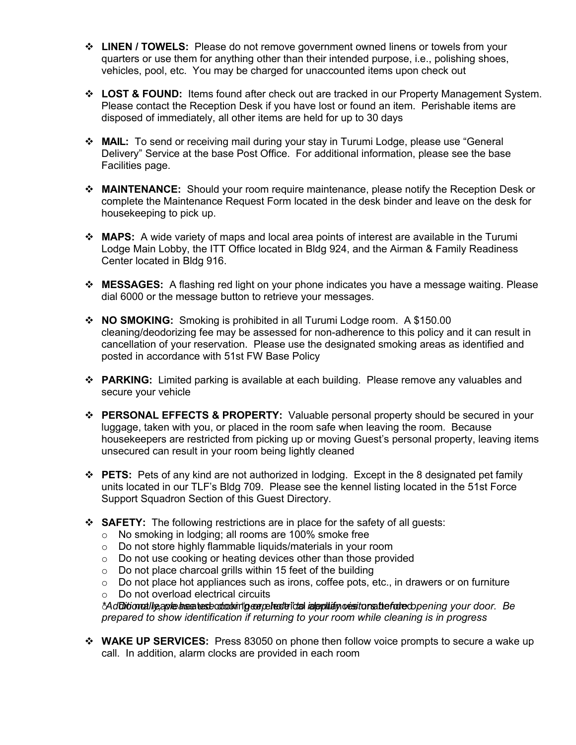- **LINEN / TOWELS:** Please do not remove government owned linens or towels from your quarters or use them for anything other than their intended purpose, i.e., polishing shoes, vehicles, pool, etc. You may be charged for unaccounted items upon check out

- **LOST & FOUND:** Items found after check out are tracked in our Property Management System. Please contact the Reception Desk if you have lost or found an item. Perishable items are disposed of immediately, all other items are held for up to 30 days

- **MAIL:** To send or receiving mail during your stay in Turumi Lodge, please use "General Delivery" Service at the base Post Office. For additional information, please see the base Facilities page.

- **MAINTENANCE:** Should your room require maintenance, please notify the Reception Desk or complete the Maintenance Request Form located in the desk binder and leave on the desk for housekeeping to pick up.

- **MAPS:** A wide variety of maps and local area points of interest are available in the Turumi Lodge Main Lobby, the ITT Office located in Bldg 924, and the Airman & Family Readiness Center located in Bldg 916.

- **MESSAGES:** A flashing red light on your phone indicates you have a message waiting. Please dial 6000 or the message button to retrieve your messages.

- **NO SMOKING:** Smoking is prohibited in all Turumi Lodge room. A $150.00 cleaning/deodorizing fee may be assessed for non-adherence to this policy and it can result in cancellation of your reservation. Please use the designated smoking areas as identified and posted in accordance with 51st FW Base Policy

- **PARKING:** Limited parking is available at each building. Please remove any valuables and secure your vehicle

- **PERSONAL EFFECTS & PROPERTY:** Valuable personal property should be secured in your luggage, taken with you, or placed in the room safe when leaving the room. Because housekeepers are restricted from picking up or moving Guest's personal property, leaving items unsecured can result in your room being lightly cleaned

- **PETS:** Pets of any kind are not authorized in lodging. Except in the 8 designated pet family units located in our TLF's Bldg 709. Please see the kennel listing located in the 51st Force Support Squadron Section of this Guest Directory.

- **SAFETY:** The following restrictions are in place for the safety of all guests:
  - No smoking in lodging; all rooms are 100% smoke free
  - Do not store highly flammable liquids/materials in your room
  - Do not use cooking or heating devices other than those provided
  - Do not place charcoal grills within 15 feet of the building
  - Do not place hot appliances such as irons, coffee pots, etc., in drawers or on furniture
  - Do not overload electrical circuits
  - Do not leave heated cooking or electrical appliances unattended

  *Additionally, please use door peep hole to identify visitors before opening your door. Be prepared to show identification if returning to your room while cleaning is in progress*

- **WAKE UP SERVICES:** Press 83050 on phone then follow voice prompts to secure a wake up call. In addition, alarm clocks are provided in each room